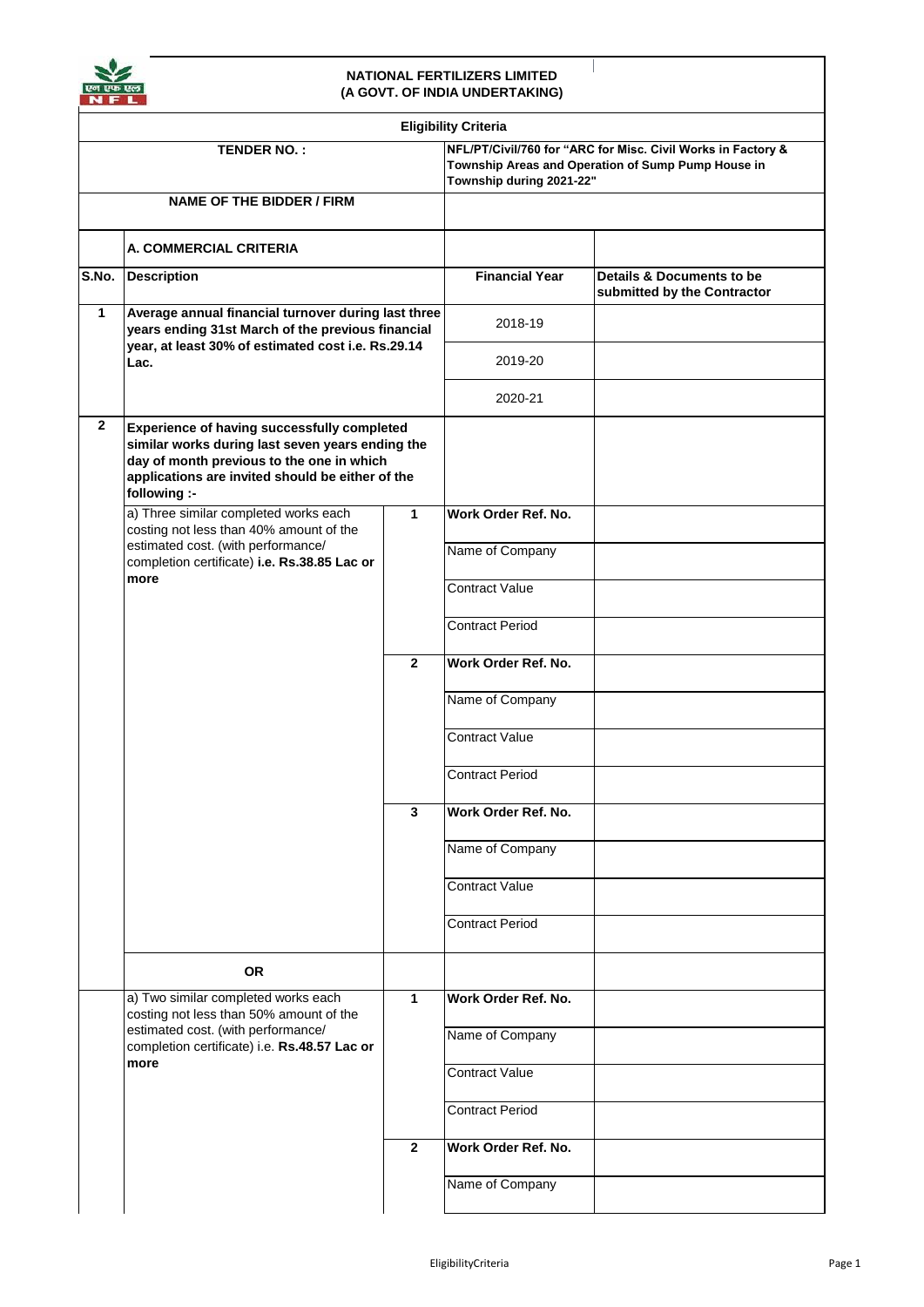**NATIONAL FERTILIZERS LIMITED**
**(A GOVT. OF INDIA UNDERTAKING)**

**Eligibility Criteria**

| | | | | |
|---|---|---|---|---|
| **TENDER NO. :** | | | **NFL/PT/Civil/760 for "ARC for Misc. Civil Works in Factory & Township Areas and Operation of Sump Pump House in Township during 2021-22"** | |
| **NAME OF THE BIDDER / FIRM** | | | | |
| | **A. COMMERCIAL CRITERIA** | | | |
| **S.No.** | **Description** | | **Financial Year** | **Details & Documents to be submitted by the Contractor** |
| **1** | **Average annual financial turnover during last three years ending 31st March of the previous financial year, at least 30% of estimated cost i.e. Rs.29.14 Lac.** | | 2018-19 | |
| | | | 2019-20 | |
| | | | 2020-21 | |
| **2** | **Experience of having successfully completed similar works during last seven years ending the day of month previous to the one in which applications are invited should be either of the following :-** | | | |
| | a) Three similar completed works each costing not less than 40% amount of the estimated cost. (with performance/ completion certificate) **i.e. Rs.38.85 Lac or more** | **1** | **Work Order Ref. No.** | |
| | | | Name of Company | |
| | | | Contract Value | |
| | | | Contract Period | |
| | | **2** | **Work Order Ref. No.** | |
| | | | Name of Company | |
| | | | Contract Value | |
| | | | Contract Period | |
| | | **3** | **Work Order Ref. No.** | |
| | | | Name of Company | |
| | | | Contract Value | |
| | | | Contract Period | |
| | **OR** | | | |
| | a) Two similar completed works each costing not less than 50% amount of the estimated cost. (with performance/ completion certificate) i.e. **Rs.48.57 Lac or more** | **1** | **Work Order Ref. No.** | |
| | | | Name of Company | |
| | | | Contract Value | |
| | | | Contract Period | |
| | | **2** | **Work Order Ref. No.** | |
| | | | Name of Company | |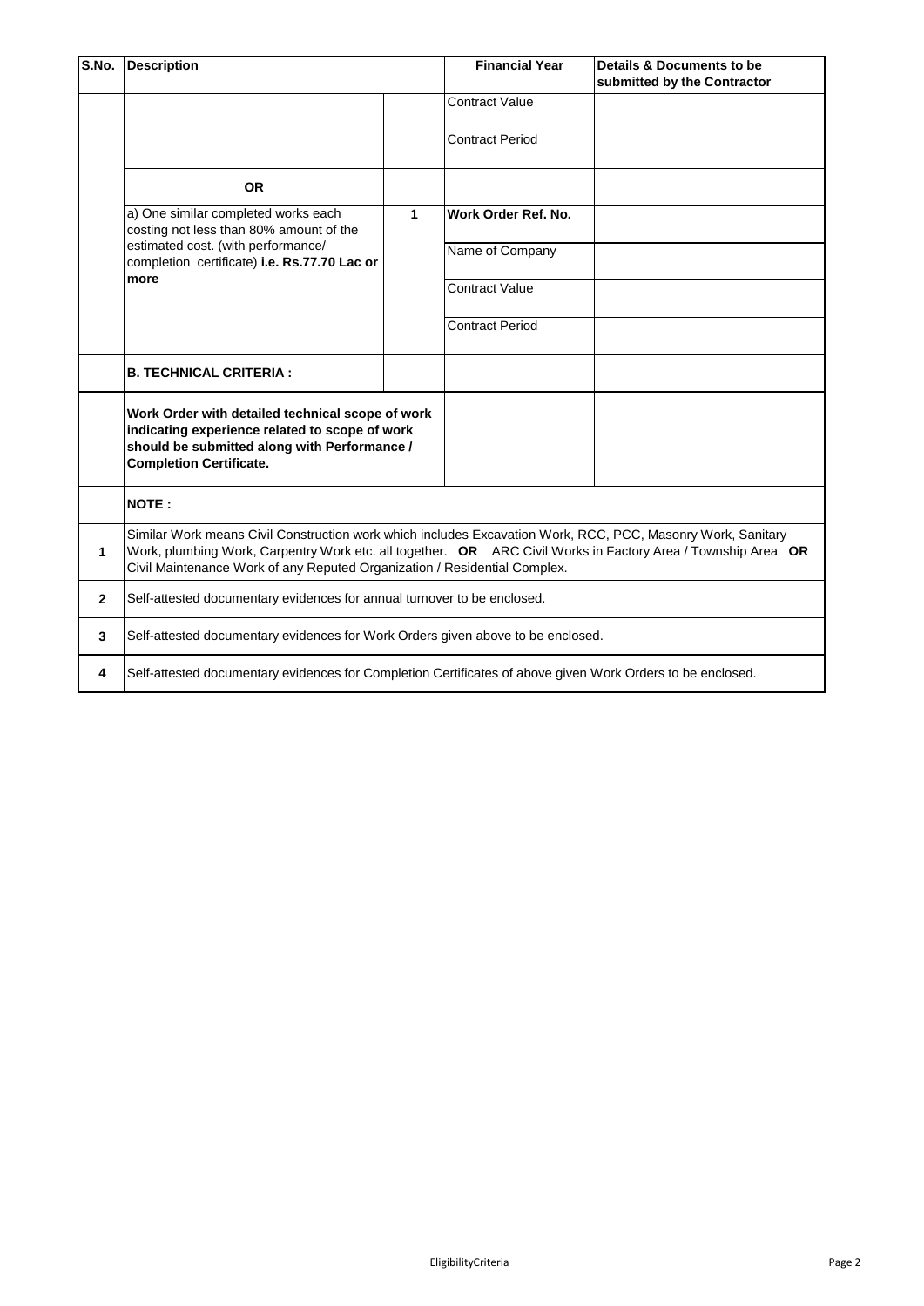| S.No. | Description | | Financial Year | Details & Documents to be submitted by the Contractor |
|---|---|---|---|---|
| | | | Contract Value | |
| | | | Contract Period | |
| | **OR** | | | |
| | a) One similar completed works each costing not less than 80% amount of the estimated cost. (with performance/ completion certificate) **i.e. Rs.77.70 Lac or more** | **1** | **Work Order Ref. No.** | |
| | | | Name of Company | |
| | | | Contract Value | |
| | | | Contract Period | |
| | **B. TECHNICAL CRITERIA :** | | | |
| | **Work Order with detailed technical scope of work indicating experience related to scope of work should be submitted along with Performance / Completion Certificate.** | | | |
| | **NOTE :** | | | |
| 1 | Similar Work means Civil Construction work which includes Excavation Work, RCC, PCC, Masonry Work, Sanitary Work, plumbing Work, Carpentry Work etc. all together. **OR** ARC Civil Works in Factory Area / Township Area **OR** Civil Maintenance Work of any Reputed Organization / Residential Complex. | | | |
| 2 | Self-attested documentary evidences for annual turnover to be enclosed. | | | |
| 3 | Self-attested documentary evidences for Work Orders given above to be enclosed. | | | |
| 4 | Self-attested documentary evidences for Completion Certificates of above given Work Orders to be enclosed. | | | |